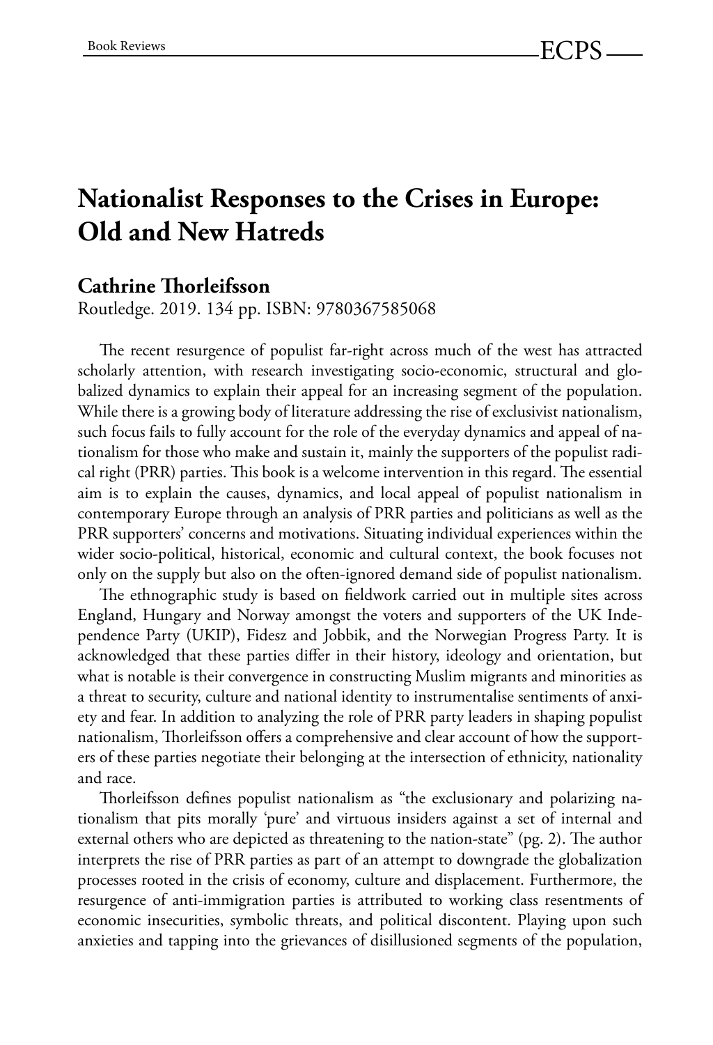# Nationalist Responses to the Crises in Europe: Old and New Hatreds

## Cathrine Thorleifsson

Routledge. 2019. 134 pp. ISBN: 9780367585068

The recent resurgence of populist far-right across much of the west has attracted scholarly attention, with research investigating socio-economic, structural and globalized dynamics to explain their appeal for an increasing segment of the population. While there is a growing body of literature addressing the rise of exclusivist nationalism, such focus fails to fully account for the role of the everyday dynamics and appeal of nationalism for those who make and sustain it, mainly the supporters of the populist radical right (PRR) parties. This book is a welcome intervention in this regard. The essential aim is to explain the causes, dynamics, and local appeal of populist nationalism in contemporary Europe through an analysis of PRR parties and politicians as well as the PRR supporters' concerns and motivations. Situating individual experiences within the wider socio-political, historical, economic and cultural context, the book focuses not only on the supply but also on the often-ignored demand side of populist nationalism.

The ethnographic study is based on fieldwork carried out in multiple sites across England, Hungary and Norway amongst the voters and supporters of the UK Independence Party (UKIP), Fidesz and Jobbik, and the Norwegian Progress Party. It is acknowledged that these parties differ in their history, ideology and orientation, but what is notable is their convergence in constructing Muslim migrants and minorities as a threat to security, culture and national identity to instrumentalise sentiments of anxiety and fear. In addition to analyzing the role of PRR party leaders in shaping populist nationalism, Thorleifsson offers a comprehensive and clear account of how the supporters of these parties negotiate their belonging at the intersection of ethnicity, nationality and race.

Thorleifsson defines populist nationalism as "the exclusionary and polarizing nationalism that pits morally 'pure' and virtuous insiders against a set of internal and external others who are depicted as threatening to the nation-state" (pg. 2). The author interprets the rise of PRR parties as part of an attempt to downgrade the globalization processes rooted in the crisis of economy, culture and displacement. Furthermore, the resurgence of anti-immigration parties is attributed to working class resentments of economic insecurities, symbolic threats, and political discontent. Playing upon such anxieties and tapping into the grievances of disillusioned segments of the population,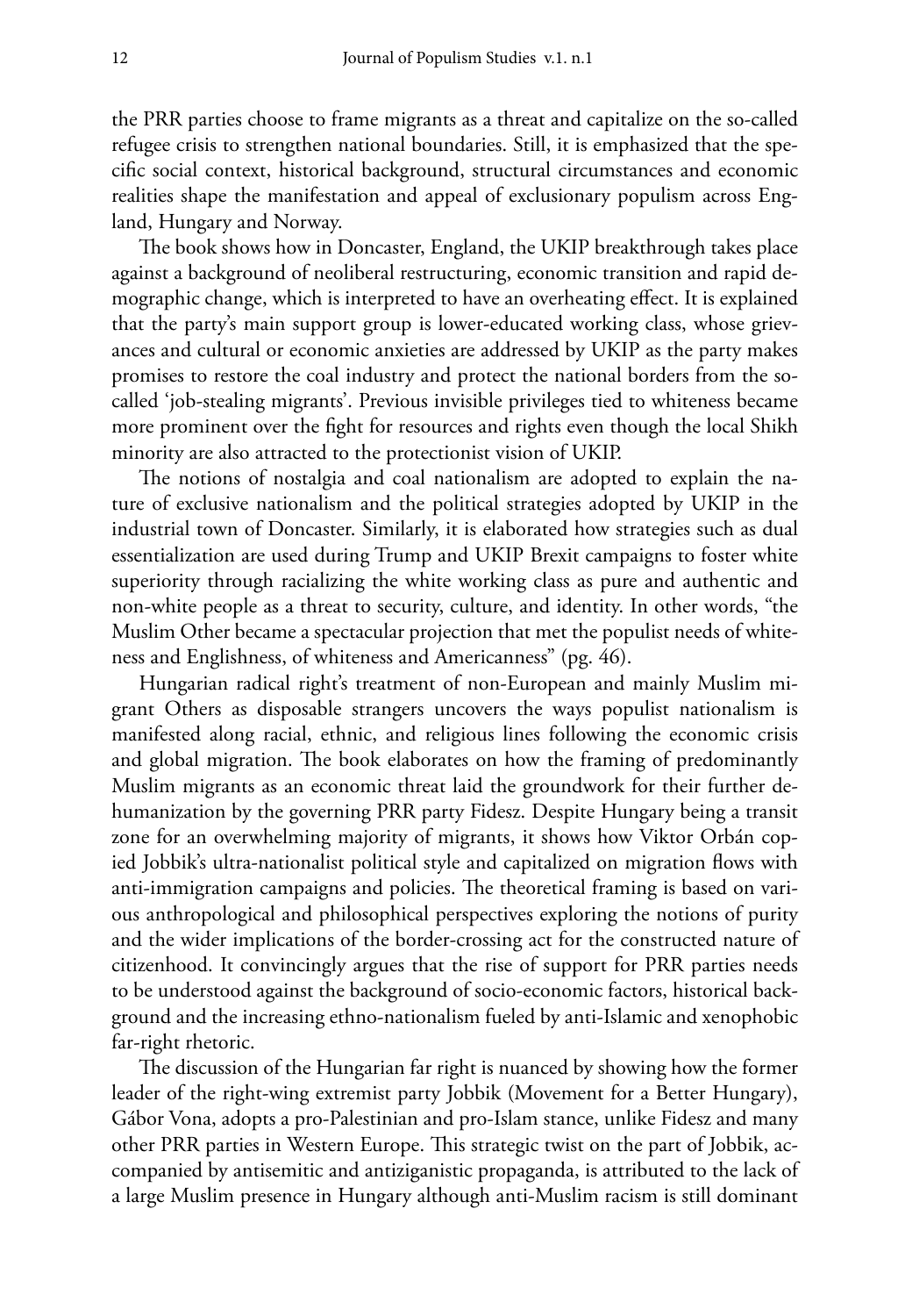the PRR parties choose to frame migrants as a threat and capitalize on the so-called refugee crisis to strengthen national boundaries. Still, it is emphasized that the specific social context, historical background, structural circumstances and economic realities shape the manifestation and appeal of exclusionary populism across England, Hungary and Norway.

The book shows how in Doncaster, England, the UKIP breakthrough takes place against a background of neoliberal restructuring, economic transition and rapid demographic change, which is interpreted to have an overheating effect. It is explained that the party's main support group is lower-educated working class, whose grievances and cultural or economic anxieties are addressed by UKIP as the party makes promises to restore the coal industry and protect the national borders from the so-called 'job-stealing migrants'. Previous invisible privileges tied to whiteness became more prominent over the fight for resources and rights even though the local Shikh minority are also attracted to the protectionist vision of UKIP.

The notions of nostalgia and coal nationalism are adopted to explain the nature of exclusive nationalism and the political strategies adopted by UKIP in the industrial town of Doncaster. Similarly, it is elaborated how strategies such as dual essentialization are used during Trump and UKIP Brexit campaigns to foster white superiority through racializing the white working class as pure and authentic and non-white people as a threat to security, culture, and identity. In other words, "the Muslim Other became a spectacular projection that met the populist needs of whiteness and Englishness, of whiteness and Americanness" (pg. 46).

Hungarian radical right's treatment of non-European and mainly Muslim migrant Others as disposable strangers uncovers the ways populist nationalism is manifested along racial, ethnic, and religious lines following the economic crisis and global migration. The book elaborates on how the framing of predominantly Muslim migrants as an economic threat laid the groundwork for their further dehumanization by the governing PRR party Fidesz. Despite Hungary being a transit zone for an overwhelming majority of migrants, it shows how Viktor Orbán copied Jobbik's ultra-nationalist political style and capitalized on migration flows with anti-immigration campaigns and policies. The theoretical framing is based on various anthropological and philosophical perspectives exploring the notions of purity and the wider implications of the border-crossing act for the constructed nature of citizenhood. It convincingly argues that the rise of support for PRR parties needs to be understood against the background of socio-economic factors, historical background and the increasing ethno-nationalism fueled by anti-Islamic and xenophobic far-right rhetoric.

The discussion of the Hungarian far right is nuanced by showing how the former leader of the right-wing extremist party Jobbik (Movement for a Better Hungary), Gábor Vona, adopts a pro-Palestinian and pro-Islam stance, unlike Fidesz and many other PRR parties in Western Europe. This strategic twist on the part of Jobbik, accompanied by antisemitic and antiziganistic propaganda, is attributed to the lack of a large Muslim presence in Hungary although anti-Muslim racism is still dominant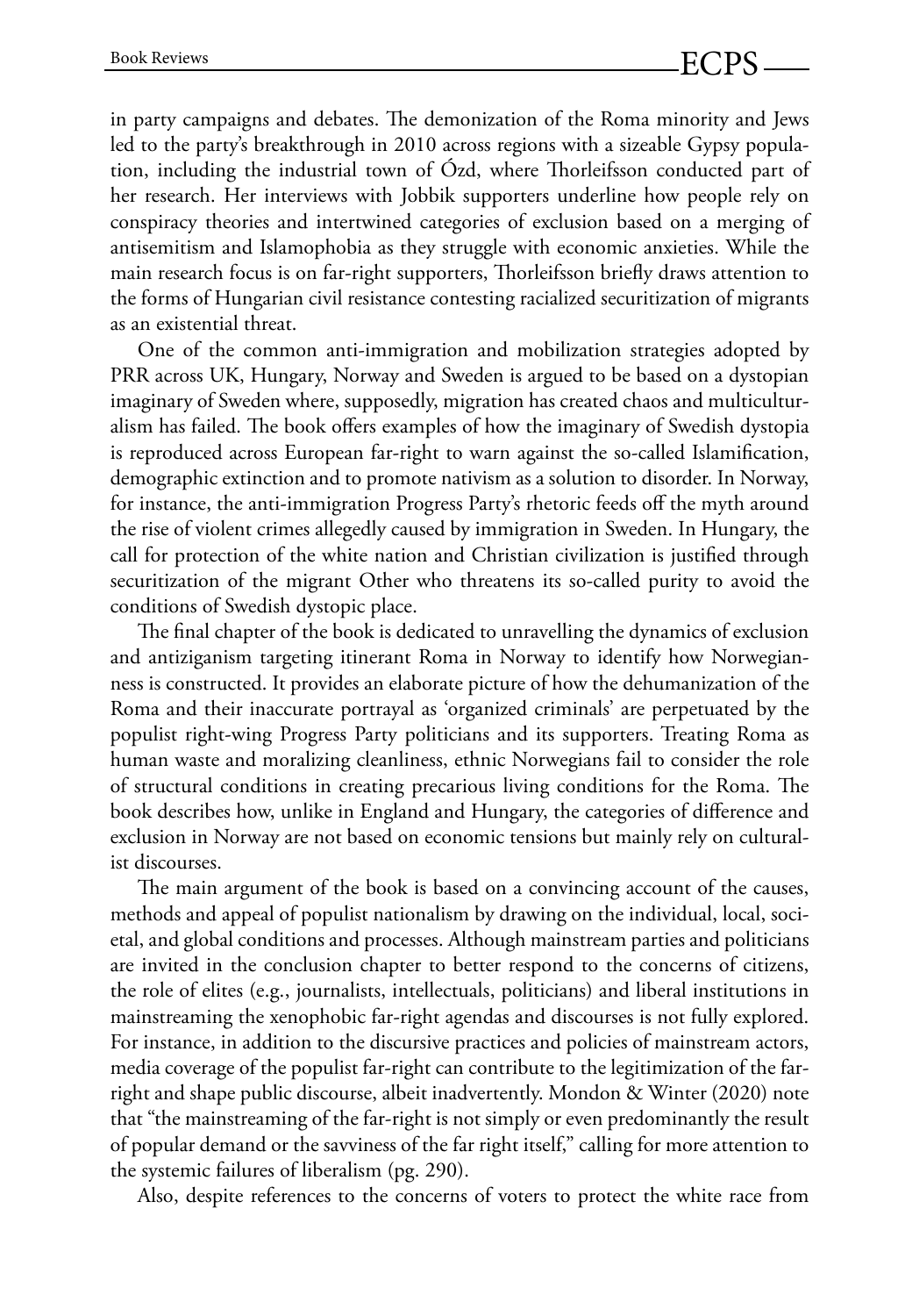in party campaigns and debates. The demonization of the Roma minority and Jews led to the party's breakthrough in 2010 across regions with a sizeable Gypsy population, including the industrial town of Ózd, where Thorleifsson conducted part of her research. Her interviews with Jobbik supporters underline how people rely on conspiracy theories and intertwined categories of exclusion based on a merging of antisemitism and Islamophobia as they struggle with economic anxieties. While the main research focus is on far-right supporters, Thorleifsson briefly draws attention to the forms of Hungarian civil resistance contesting racialized securitization of migrants as an existential threat.

One of the common anti-immigration and mobilization strategies adopted by PRR across UK, Hungary, Norway and Sweden is argued to be based on a dystopian imaginary of Sweden where, supposedly, migration has created chaos and multiculturalism has failed. The book offers examples of how the imaginary of Swedish dystopia is reproduced across European far-right to warn against the so-called Islamification, demographic extinction and to promote nativism as a solution to disorder. In Norway, for instance, the anti-immigration Progress Party's rhetoric feeds off the myth around the rise of violent crimes allegedly caused by immigration in Sweden. In Hungary, the call for protection of the white nation and Christian civilization is justified through securitization of the migrant Other who threatens its so-called purity to avoid the conditions of Swedish dystopic place.

The final chapter of the book is dedicated to unravelling the dynamics of exclusion and antiziganism targeting itinerant Roma in Norway to identify how Norwegianness is constructed. It provides an elaborate picture of how the dehumanization of the Roma and their inaccurate portrayal as 'organized criminals' are perpetuated by the populist right-wing Progress Party politicians and its supporters. Treating Roma as human waste and moralizing cleanliness, ethnic Norwegians fail to consider the role of structural conditions in creating precarious living conditions for the Roma. The book describes how, unlike in England and Hungary, the categories of difference and exclusion in Norway are not based on economic tensions but mainly rely on culturalist discourses.

The main argument of the book is based on a convincing account of the causes, methods and appeal of populist nationalism by drawing on the individual, local, societal, and global conditions and processes. Although mainstream parties and politicians are invited in the conclusion chapter to better respond to the concerns of citizens, the role of elites (e.g., journalists, intellectuals, politicians) and liberal institutions in mainstreaming the xenophobic far-right agendas and discourses is not fully explored. For instance, in addition to the discursive practices and policies of mainstream actors, media coverage of the populist far-right can contribute to the legitimization of the far-right and shape public discourse, albeit inadvertently. Mondon & Winter (2020) note that "the mainstreaming of the far-right is not simply or even predominantly the result of popular demand or the savviness of the far right itself," calling for more attention to the systemic failures of liberalism (pg. 290).

Also, despite references to the concerns of voters to protect the white race from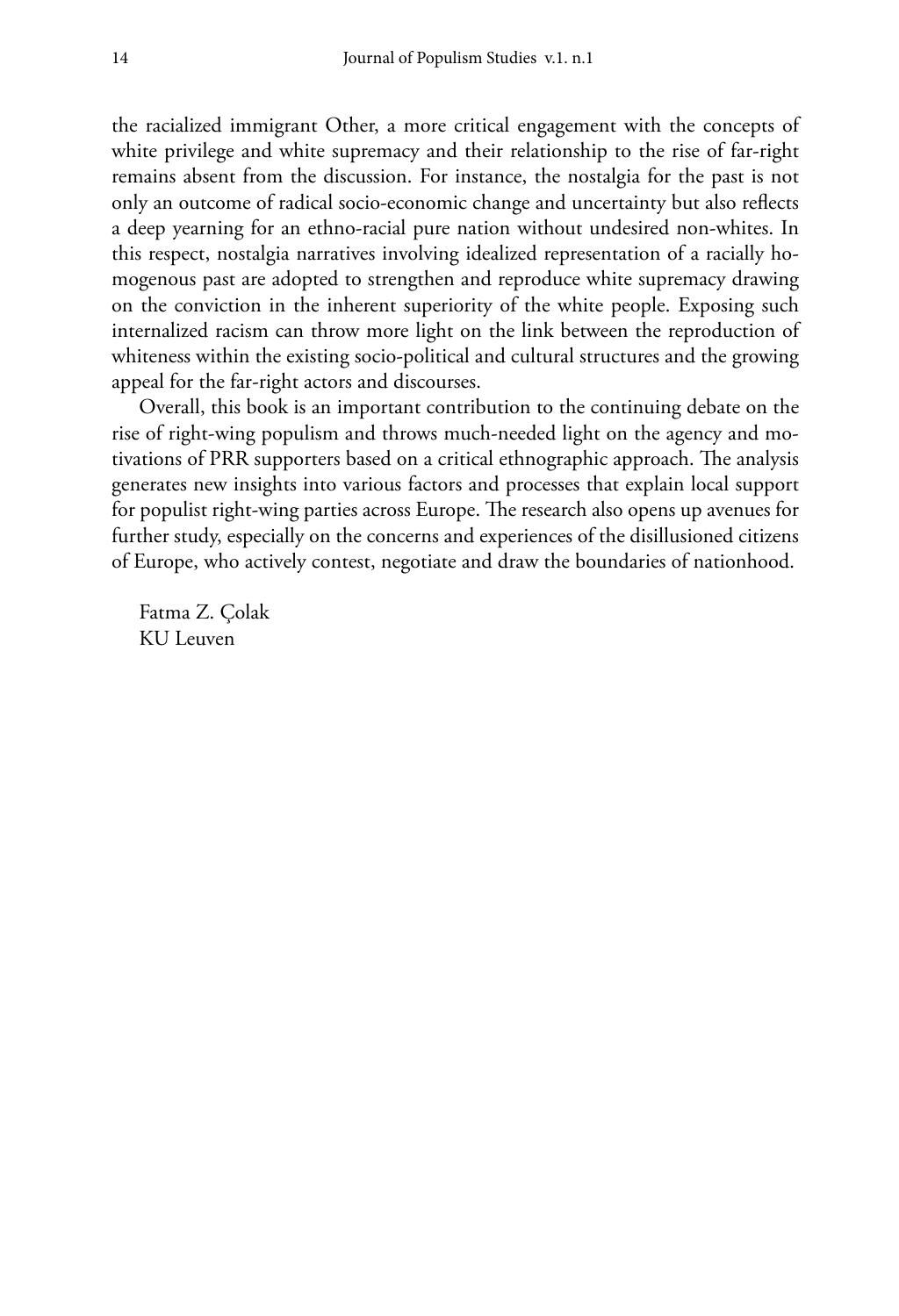the racialized immigrant Other, a more critical engagement with the concepts of white privilege and white supremacy and their relationship to the rise of far-right remains absent from the discussion. For instance, the nostalgia for the past is not only an outcome of radical socio-economic change and uncertainty but also reflects a deep yearning for an ethno-racial pure nation without undesired non-whites. In this respect, nostalgia narratives involving idealized representation of a racially homogenous past are adopted to strengthen and reproduce white supremacy drawing on the conviction in the inherent superiority of the white people. Exposing such internalized racism can throw more light on the link between the reproduction of whiteness within the existing socio-political and cultural structures and the growing appeal for the far-right actors and discourses.

Overall, this book is an important contribution to the continuing debate on the rise of right-wing populism and throws much-needed light on the agency and motivations of PRR supporters based on a critical ethnographic approach. The analysis generates new insights into various factors and processes that explain local support for populist right-wing parties across Europe. The research also opens up avenues for further study, especially on the concerns and experiences of the disillusioned citizens of Europe, who actively contest, negotiate and draw the boundaries of nationhood.

Fatma Z. Çolak
KU Leuven